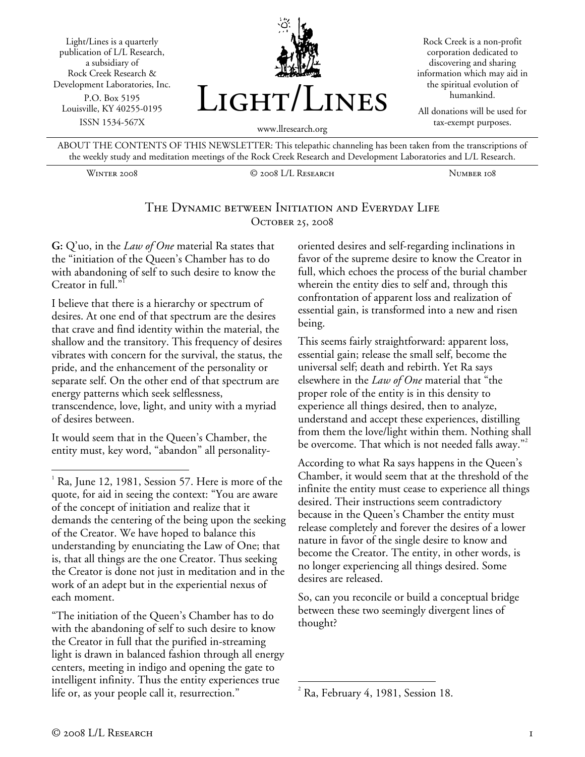Light/Lines is a quarterly publication of L/L Research, a subsidiary of Rock Creek Research & Development Laboratories, Inc.
P.O. Box 5195
Louisville, KY 40255-0195
ISSN 1534-567X

# Light/Lines

www.llresearch.org

Rock Creek is a non-profit corporation dedicated to discovering and sharing information which may aid in the spiritual evolution of humankind.

All donations will be used for tax-exempt purposes.

ABOUT THE CONTENTS OF THIS NEWSLETTER: This telepathic channeling has been taken from the transcriptions of the weekly study and meditation meetings of the Rock Creek Research and Development Laboratories and L/L Research.

Winter 2008 — © 2008 L/L Research — Number 108

## The Dynamic between Initiation and Everyday Life
### October 25, 2008

**G:** Q'uo, in the *Law of One* material Ra states that the "initiation of the Queen's Chamber has to do with abandoning of self to such desire to know the Creator in full."[1]

I believe that there is a hierarchy or spectrum of desires. At one end of that spectrum are the desires that crave and find identity within the material, the shallow and the transitory. This frequency of desires vibrates with concern for the survival, the status, the pride, and the enhancement of the personality or separate self. On the other end of that spectrum are energy patterns which seek selflessness, transcendence, love, light, and unity with a myriad of desires between.

It would seem that in the Queen's Chamber, the entity must, key word, "abandon" all personality-oriented desires and self-regarding inclinations in favor of the supreme desire to know the Creator in full, which echoes the process of the burial chamber wherein the entity dies to self and, through this confrontation of apparent loss and realization of essential gain, is transformed into a new and risen being.

This seems fairly straightforward: apparent loss, essential gain; release the small self, become the universal self; death and rebirth. Yet Ra says elsewhere in the *Law of One* material that "the proper role of the entity is in this density to experience all things desired, then to analyze, understand and accept these experiences, distilling from them the love/light within them. Nothing shall be overcome. That which is not needed falls away."[2]

According to what Ra says happens in the Queen's Chamber, it would seem that at the threshold of the infinite the entity must cease to experience all things desired. Their instructions seem contradictory because in the Queen's Chamber the entity must release completely and forever the desires of a lower nature in favor of the single desire to know and become the Creator. The entity, in other words, is no longer experiencing all things desired. Some desires are released.

So, can you reconcile or build a conceptual bridge between these two seemingly divergent lines of thought?

---

[1] Ra, June 12, 1981, Session 57. Here is more of the quote, for aid in seeing the context: "You are aware of the concept of initiation and realize that it demands the centering of the being upon the seeking of the Creator. We have hoped to balance this understanding by enunciating the Law of One; that is, that all things are the one Creator. Thus seeking the Creator is done not just in meditation and in the work of an adept but in the experiential nexus of each moment.

"The initiation of the Queen's Chamber has to do with the abandoning of self to such desire to know the Creator in full that the purified in-streaming light is drawn in balanced fashion through all energy centers, meeting in indigo and opening the gate to intelligent infinity. Thus the entity experiences true life or, as your people call it, resurrection."

[2] Ra, February 4, 1981, Session 18.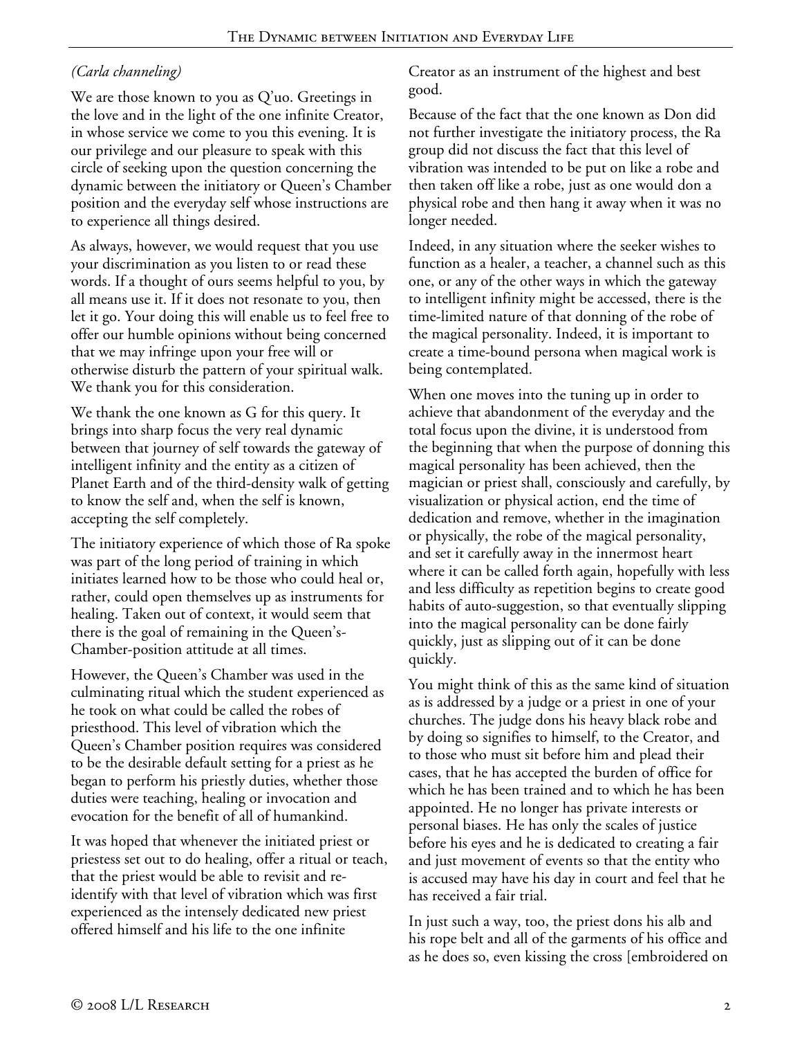*(Carla channeling)*

We are those known to you as Q'uo. Greetings in the love and in the light of the one infinite Creator, in whose service we come to you this evening. It is our privilege and our pleasure to speak with this circle of seeking upon the question concerning the dynamic between the initiatory or Queen's Chamber position and the everyday self whose instructions are to experience all things desired.

As always, however, we would request that you use your discrimination as you listen to or read these words. If a thought of ours seems helpful to you, by all means use it. If it does not resonate to you, then let it go. Your doing this will enable us to feel free to offer our humble opinions without being concerned that we may infringe upon your free will or otherwise disturb the pattern of your spiritual walk. We thank you for this consideration.

We thank the one known as G for this query. It brings into sharp focus the very real dynamic between that journey of self towards the gateway of intelligent infinity and the entity as a citizen of Planet Earth and of the third-density walk of getting to know the self and, when the self is known, accepting the self completely.

The initiatory experience of which those of Ra spoke was part of the long period of training in which initiates learned how to be those who could heal or, rather, could open themselves up as instruments for healing. Taken out of context, it would seem that there is the goal of remaining in the Queen's-Chamber-position attitude at all times.

However, the Queen's Chamber was used in the culminating ritual which the student experienced as he took on what could be called the robes of priesthood. This level of vibration which the Queen's Chamber position requires was considered to be the desirable default setting for a priest as he began to perform his priestly duties, whether those duties were teaching, healing or invocation and evocation for the benefit of all of humankind.

It was hoped that whenever the initiated priest or priestess set out to do healing, offer a ritual or teach, that the priest would be able to revisit and re-identify with that level of vibration which was first experienced as the intensely dedicated new priest offered himself and his life to the one infinite Creator as an instrument of the highest and best good.

Because of the fact that the one known as Don did not further investigate the initiatory process, the Ra group did not discuss the fact that this level of vibration was intended to be put on like a robe and then taken off like a robe, just as one would don a physical robe and then hang it away when it was no longer needed.

Indeed, in any situation where the seeker wishes to function as a healer, a teacher, a channel such as this one, or any of the other ways in which the gateway to intelligent infinity might be accessed, there is the time-limited nature of that donning of the robe of the magical personality. Indeed, it is important to create a time-bound persona when magical work is being contemplated.

When one moves into the tuning up in order to achieve that abandonment of the everyday and the total focus upon the divine, it is understood from the beginning that when the purpose of donning this magical personality has been achieved, then the magician or priest shall, consciously and carefully, by visualization or physical action, end the time of dedication and remove, whether in the imagination or physically, the robe of the magical personality, and set it carefully away in the innermost heart where it can be called forth again, hopefully with less and less difficulty as repetition begins to create good habits of auto-suggestion, so that eventually slipping into the magical personality can be done fairly quickly, just as slipping out of it can be done quickly.

You might think of this as the same kind of situation as is addressed by a judge or a priest in one of your churches. The judge dons his heavy black robe and by doing so signifies to himself, to the Creator, and to those who must sit before him and plead their cases, that he has accepted the burden of office for which he has been trained and to which he has been appointed. He no longer has private interests or personal biases. He has only the scales of justice before his eyes and he is dedicated to creating a fair and just movement of events so that the entity who is accused may have his day in court and feel that he has received a fair trial.

In just such a way, too, the priest dons his alb and his rope belt and all of the garments of his office and as he does so, even kissing the cross [embroidered on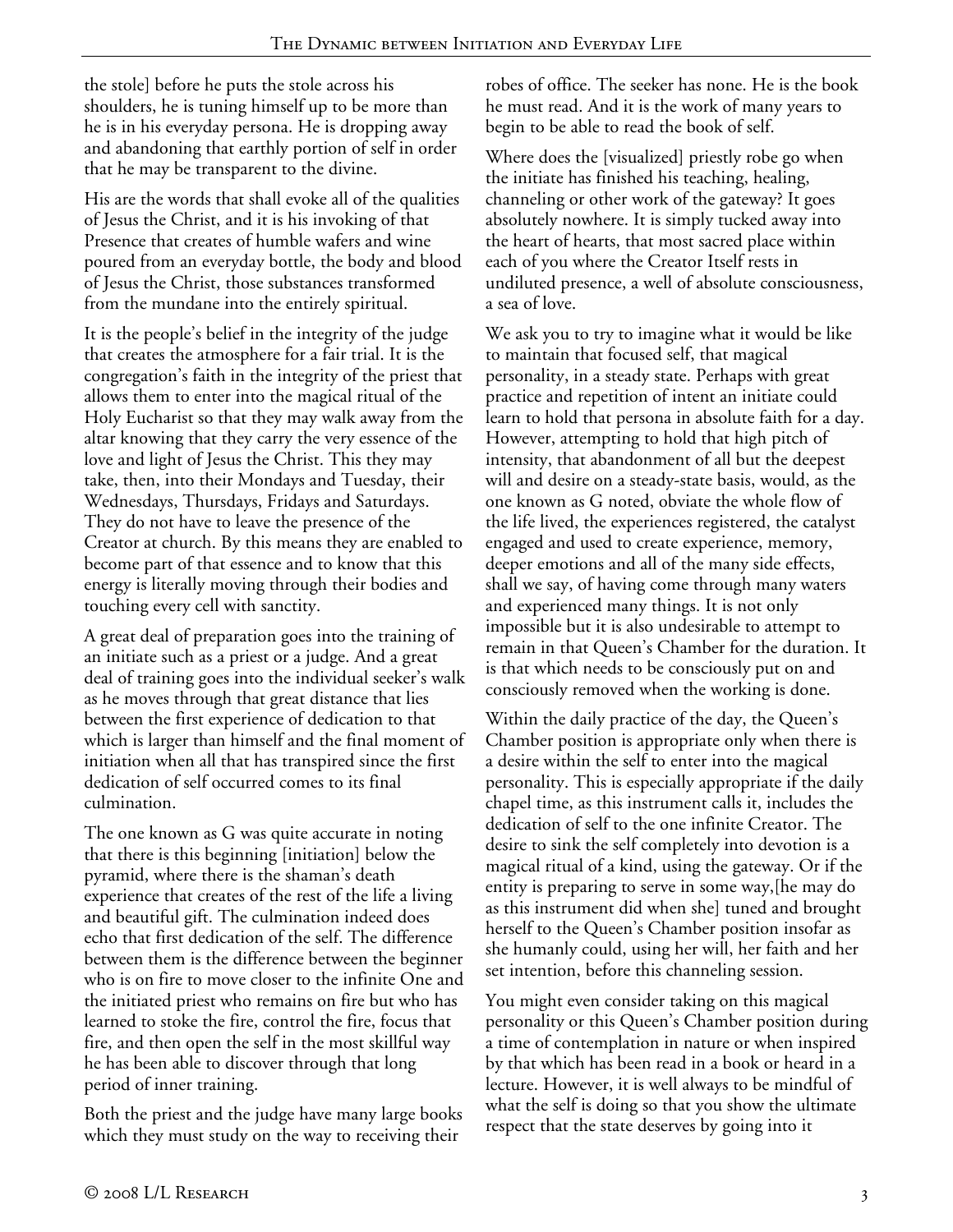the stole] before he puts the stole across his shoulders, he is tuning himself up to be more than he is in his everyday persona. He is dropping away and abandoning that earthly portion of self in order that he may be transparent to the divine.

His are the words that shall evoke all of the qualities of Jesus the Christ, and it is his invoking of that Presence that creates of humble wafers and wine poured from an everyday bottle, the body and blood of Jesus the Christ, those substances transformed from the mundane into the entirely spiritual.

It is the people's belief in the integrity of the judge that creates the atmosphere for a fair trial. It is the congregation's faith in the integrity of the priest that allows them to enter into the magical ritual of the Holy Eucharist so that they may walk away from the altar knowing that they carry the very essence of the love and light of Jesus the Christ. This they may take, then, into their Mondays and Tuesday, their Wednesdays, Thursdays, Fridays and Saturdays. They do not have to leave the presence of the Creator at church. By this means they are enabled to become part of that essence and to know that this energy is literally moving through their bodies and touching every cell with sanctity.

A great deal of preparation goes into the training of an initiate such as a priest or a judge. And a great deal of training goes into the individual seeker's walk as he moves through that great distance that lies between the first experience of dedication to that which is larger than himself and the final moment of initiation when all that has transpired since the first dedication of self occurred comes to its final culmination.

The one known as G was quite accurate in noting that there is this beginning [initiation] below the pyramid, where there is the shaman's death experience that creates of the rest of the life a living and beautiful gift. The culmination indeed does echo that first dedication of the self. The difference between them is the difference between the beginner who is on fire to move closer to the infinite One and the initiated priest who remains on fire but who has learned to stoke the fire, control the fire, focus that fire, and then open the self in the most skillful way he has been able to discover through that long period of inner training.

Both the priest and the judge have many large books which they must study on the way to receiving their robes of office. The seeker has none. He is the book he must read. And it is the work of many years to begin to be able to read the book of self.

Where does the [visualized] priestly robe go when the initiate has finished his teaching, healing, channeling or other work of the gateway? It goes absolutely nowhere. It is simply tucked away into the heart of hearts, that most sacred place within each of you where the Creator Itself rests in undiluted presence, a well of absolute consciousness, a sea of love.

We ask you to try to imagine what it would be like to maintain that focused self, that magical personality, in a steady state. Perhaps with great practice and repetition of intent an initiate could learn to hold that persona in absolute faith for a day. However, attempting to hold that high pitch of intensity, that abandonment of all but the deepest will and desire on a steady-state basis, would, as the one known as G noted, obviate the whole flow of the life lived, the experiences registered, the catalyst engaged and used to create experience, memory, deeper emotions and all of the many side effects, shall we say, of having come through many waters and experienced many things. It is not only impossible but it is also undesirable to attempt to remain in that Queen's Chamber for the duration. It is that which needs to be consciously put on and consciously removed when the working is done.

Within the daily practice of the day, the Queen's Chamber position is appropriate only when there is a desire within the self to enter into the magical personality. This is especially appropriate if the daily chapel time, as this instrument calls it, includes the dedication of self to the one infinite Creator. The desire to sink the self completely into devotion is a magical ritual of a kind, using the gateway. Or if the entity is preparing to serve in some way,[he may do as this instrument did when she] tuned and brought herself to the Queen's Chamber position insofar as she humanly could, using her will, her faith and her set intention, before this channeling session.

You might even consider taking on this magical personality or this Queen's Chamber position during a time of contemplation in nature or when inspired by that which has been read in a book or heard in a lecture. However, it is well always to be mindful of what the self is doing so that you show the ultimate respect that the state deserves by going into it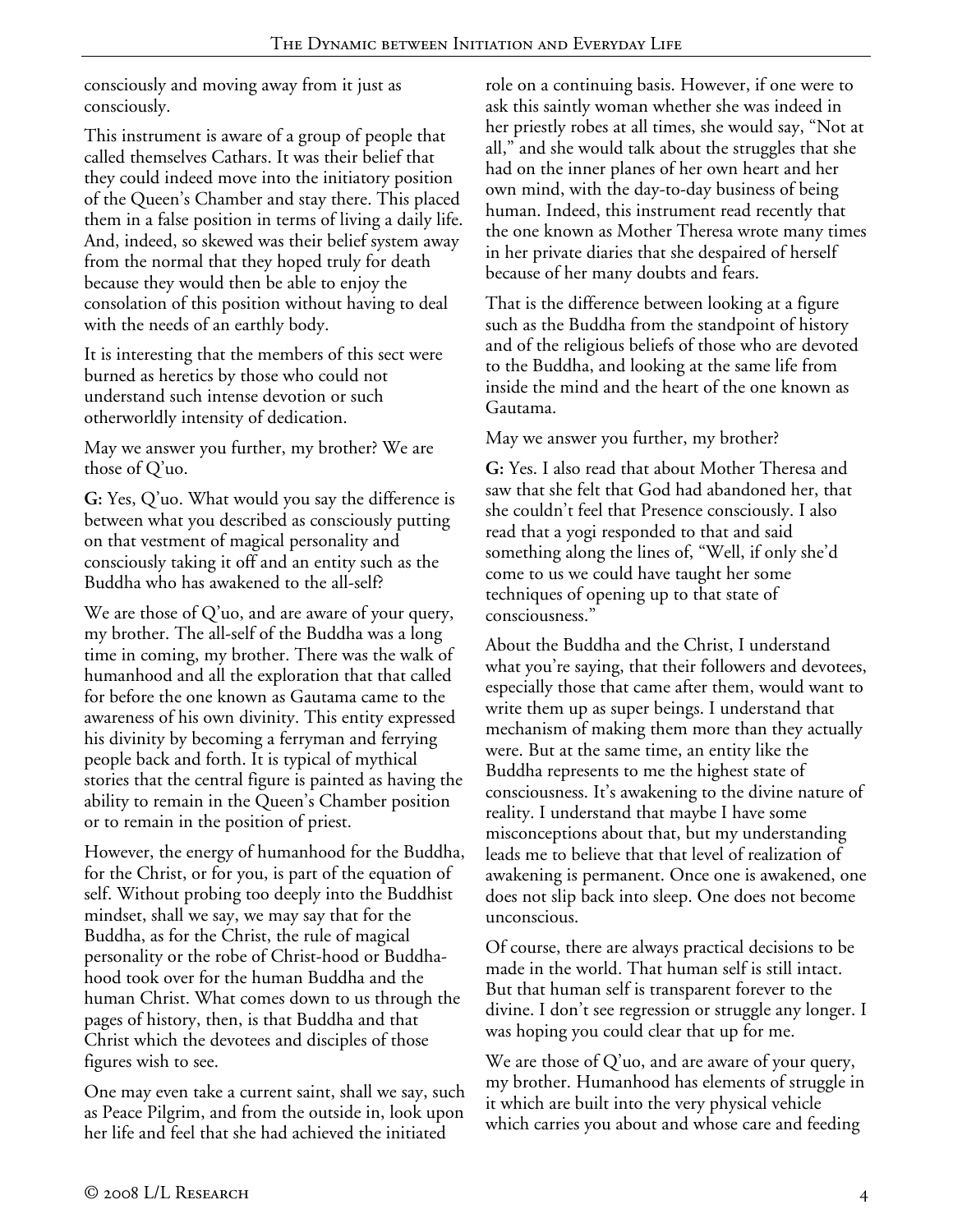consciously and moving away from it just as consciously.

This instrument is aware of a group of people that called themselves Cathars. It was their belief that they could indeed move into the initiatory position of the Queen's Chamber and stay there. This placed them in a false position in terms of living a daily life. And, indeed, so skewed was their belief system away from the normal that they hoped truly for death because they would then be able to enjoy the consolation of this position without having to deal with the needs of an earthly body.

It is interesting that the members of this sect were burned as heretics by those who could not understand such intense devotion or such otherworldly intensity of dedication.

May we answer you further, my brother? We are those of Q'uo.

**G:** Yes, Q'uo. What would you say the difference is between what you described as consciously putting on that vestment of magical personality and consciously taking it off and an entity such as the Buddha who has awakened to the all-self?

We are those of Q'uo, and are aware of your query, my brother. The all-self of the Buddha was a long time in coming, my brother. There was the walk of humanhood and all the exploration that that called for before the one known as Gautama came to the awareness of his own divinity. This entity expressed his divinity by becoming a ferryman and ferrying people back and forth. It is typical of mythical stories that the central figure is painted as having the ability to remain in the Queen's Chamber position or to remain in the position of priest.

However, the energy of humanhood for the Buddha, for the Christ, or for you, is part of the equation of self. Without probing too deeply into the Buddhist mindset, shall we say, we may say that for the Buddha, as for the Christ, the rule of magical personality or the robe of Christ-hood or Buddha-hood took over for the human Buddha and the human Christ. What comes down to us through the pages of history, then, is that Buddha and that Christ which the devotees and disciples of those figures wish to see.

One may even take a current saint, shall we say, such as Peace Pilgrim, and from the outside in, look upon her life and feel that she had achieved the initiated role on a continuing basis. However, if one were to ask this saintly woman whether she was indeed in her priestly robes at all times, she would say, "Not at all," and she would talk about the struggles that she had on the inner planes of her own heart and her own mind, with the day-to-day business of being human. Indeed, this instrument read recently that the one known as Mother Theresa wrote many times in her private diaries that she despaired of herself because of her many doubts and fears.

That is the difference between looking at a figure such as the Buddha from the standpoint of history and of the religious beliefs of those who are devoted to the Buddha, and looking at the same life from inside the mind and the heart of the one known as Gautama.

May we answer you further, my brother?

**G:** Yes. I also read that about Mother Theresa and saw that she felt that God had abandoned her, that she couldn't feel that Presence consciously. I also read that a yogi responded to that and said something along the lines of, "Well, if only she'd come to us we could have taught her some techniques of opening up to that state of consciousness."

About the Buddha and the Christ, I understand what you're saying, that their followers and devotees, especially those that came after them, would want to write them up as super beings. I understand that mechanism of making them more than they actually were. But at the same time, an entity like the Buddha represents to me the highest state of consciousness. It's awakening to the divine nature of reality. I understand that maybe I have some misconceptions about that, but my understanding leads me to believe that that level of realization of awakening is permanent. Once one is awakened, one does not slip back into sleep. One does not become unconscious.

Of course, there are always practical decisions to be made in the world. That human self is still intact. But that human self is transparent forever to the divine. I don't see regression or struggle any longer. I was hoping you could clear that up for me.

We are those of Q'uo, and are aware of your query, my brother. Humanhood has elements of struggle in it which are built into the very physical vehicle which carries you about and whose care and feeding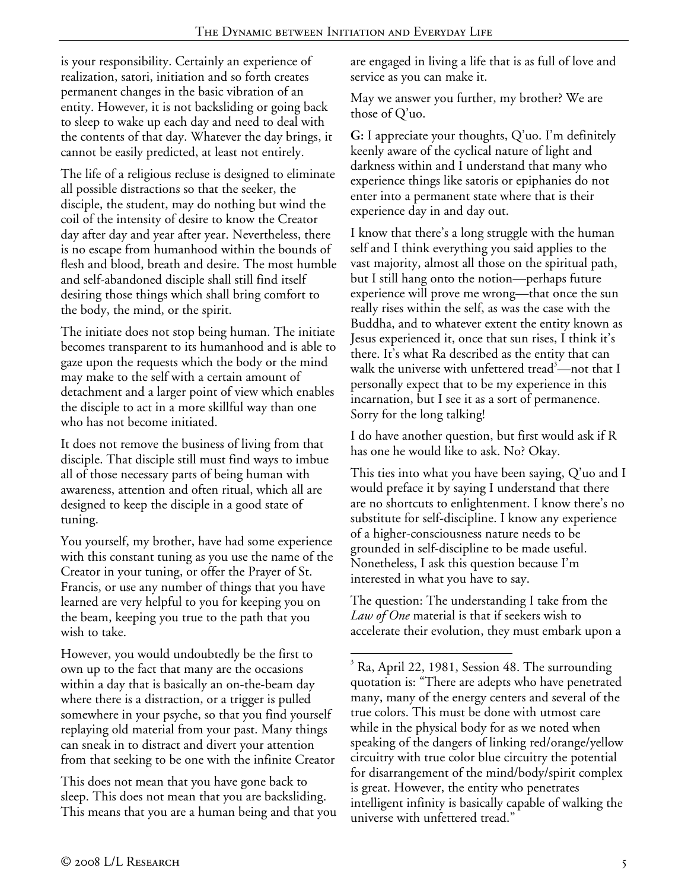is your responsibility. Certainly an experience of realization, satori, initiation and so forth creates permanent changes in the basic vibration of an entity. However, it is not backsliding or going back to sleep to wake up each day and need to deal with the contents of that day. Whatever the day brings, it cannot be easily predicted, at least not entirely.

The life of a religious recluse is designed to eliminate all possible distractions so that the seeker, the disciple, the student, may do nothing but wind the coil of the intensity of desire to know the Creator day after day and year after year. Nevertheless, there is no escape from humanhood within the bounds of flesh and blood, breath and desire. The most humble and self-abandoned disciple shall still find itself desiring those things which shall bring comfort to the body, the mind, or the spirit.

The initiate does not stop being human. The initiate becomes transparent to its humanhood and is able to gaze upon the requests which the body or the mind may make to the self with a certain amount of detachment and a larger point of view which enables the disciple to act in a more skillful way than one who has not become initiated.

It does not remove the business of living from that disciple. That disciple still must find ways to imbue all of those necessary parts of being human with awareness, attention and often ritual, which all are designed to keep the disciple in a good state of tuning.

You yourself, my brother, have had some experience with this constant tuning as you use the name of the Creator in your tuning, or offer the Prayer of St. Francis, or use any number of things that you have learned are very helpful to you for keeping you on the beam, keeping you true to the path that you wish to take.

However, you would undoubtedly be the first to own up to the fact that many are the occasions within a day that is basically an on-the-beam day where there is a distraction, or a trigger is pulled somewhere in your psyche, so that you find yourself replaying old material from your past. Many things can sneak in to distract and divert your attention from that seeking to be one with the infinite Creator

This does not mean that you have gone back to sleep. This does not mean that you are backsliding. This means that you are a human being and that you are engaged in living a life that is as full of love and service as you can make it.

May we answer you further, my brother? We are those of Q'uo.

**G:** I appreciate your thoughts, Q'uo. I'm definitely keenly aware of the cyclical nature of light and darkness within and I understand that many who experience things like satoris or epiphanies do not enter into a permanent state where that is their experience day in and day out.

I know that there's a long struggle with the human self and I think everything you said applies to the vast majority, almost all those on the spiritual path, but I still hang onto the notion—perhaps future experience will prove me wrong—that once the sun really rises within the self, as was the case with the Buddha, and to whatever extent the entity known as Jesus experienced it, once that sun rises, I think it's there. It's what Ra described as the entity that can walk the universe with unfettered tread[3]—not that I personally expect that to be my experience in this incarnation, but I see it as a sort of permanence. Sorry for the long talking!

I do have another question, but first would ask if R has one he would like to ask. No? Okay.

This ties into what you have been saying, Q'uo and I would preface it by saying I understand that there are no shortcuts to enlightenment. I know there's no substitute for self-discipline. I know any experience of a higher-consciousness nature needs to be grounded in self-discipline to be made useful. Nonetheless, I ask this question because I'm interested in what you have to say.

The question: The understanding I take from the *Law of One* material is that if seekers wish to accelerate their evolution, they must embark upon a

---

[3] Ra, April 22, 1981, Session 48. The surrounding quotation is: "There are adepts who have penetrated many, many of the energy centers and several of the true colors. This must be done with utmost care while in the physical body for as we noted when speaking of the dangers of linking red/orange/yellow circuitry with true color blue circuitry the potential for disarrangement of the mind/body/spirit complex is great. However, the entity who penetrates intelligent infinity is basically capable of walking the universe with unfettered tread."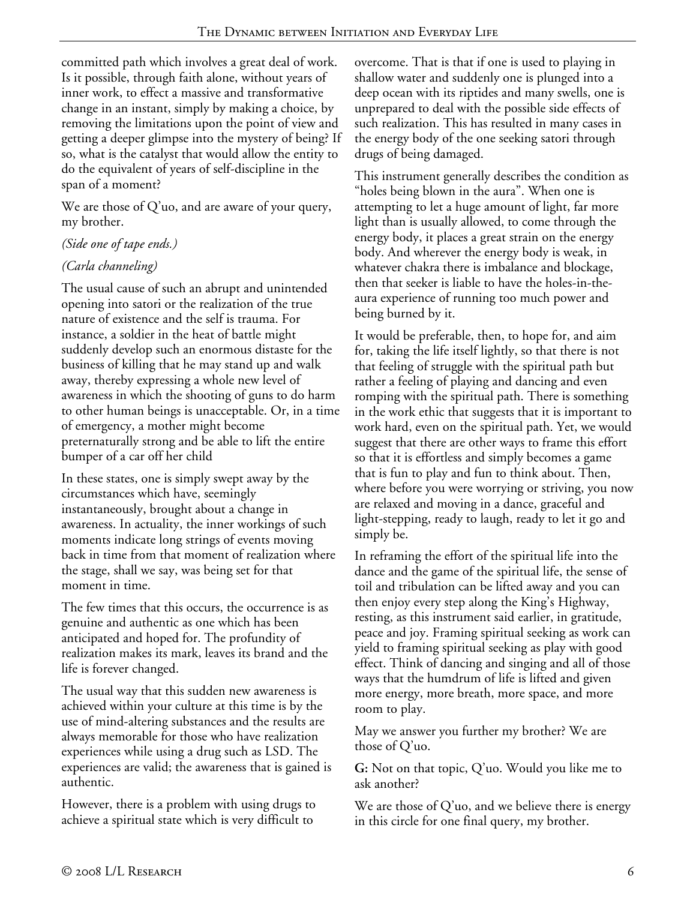committed path which involves a great deal of work. Is it possible, through faith alone, without years of inner work, to effect a massive and transformative change in an instant, simply by making a choice, by removing the limitations upon the point of view and getting a deeper glimpse into the mystery of being? If so, what is the catalyst that would allow the entity to do the equivalent of years of self-discipline in the span of a moment?

We are those of Q'uo, and are aware of your query, my brother.

*(Side one of tape ends.)*

*(Carla channeling)*

The usual cause of such an abrupt and unintended opening into satori or the realization of the true nature of existence and the self is trauma. For instance, a soldier in the heat of battle might suddenly develop such an enormous distaste for the business of killing that he may stand up and walk away, thereby expressing a whole new level of awareness in which the shooting of guns to do harm to other human beings is unacceptable. Or, in a time of emergency, a mother might become preternaturally strong and be able to lift the entire bumper of a car off her child

In these states, one is simply swept away by the circumstances which have, seemingly instantaneously, brought about a change in awareness. In actuality, the inner workings of such moments indicate long strings of events moving back in time from that moment of realization where the stage, shall we say, was being set for that moment in time.

The few times that this occurs, the occurrence is as genuine and authentic as one which has been anticipated and hoped for. The profundity of realization makes its mark, leaves its brand and the life is forever changed.

The usual way that this sudden new awareness is achieved within your culture at this time is by the use of mind-altering substances and the results are always memorable for those who have realization experiences while using a drug such as LSD. The experiences are valid; the awareness that is gained is authentic.

However, there is a problem with using drugs to achieve a spiritual state which is very difficult to overcome. That is that if one is used to playing in shallow water and suddenly one is plunged into a deep ocean with its riptides and many swells, one is unprepared to deal with the possible side effects of such realization. This has resulted in many cases in the energy body of the one seeking satori through drugs of being damaged.

This instrument generally describes the condition as "holes being blown in the aura". When one is attempting to let a huge amount of light, far more light than is usually allowed, to come through the energy body, it places a great strain on the energy body. And wherever the energy body is weak, in whatever chakra there is imbalance and blockage, then that seeker is liable to have the holes-in-the-aura experience of running too much power and being burned by it.

It would be preferable, then, to hope for, and aim for, taking the life itself lightly, so that there is not that feeling of struggle with the spiritual path but rather a feeling of playing and dancing and even romping with the spiritual path. There is something in the work ethic that suggests that it is important to work hard, even on the spiritual path. Yet, we would suggest that there are other ways to frame this effort so that it is effortless and simply becomes a game that is fun to play and fun to think about. Then, where before you were worrying or striving, you now are relaxed and moving in a dance, graceful and light-stepping, ready to laugh, ready to let it go and simply be.

In reframing the effort of the spiritual life into the dance and the game of the spiritual life, the sense of toil and tribulation can be lifted away and you can then enjoy every step along the King's Highway, resting, as this instrument said earlier, in gratitude, peace and joy. Framing spiritual seeking as work can yield to framing spiritual seeking as play with good effect. Think of dancing and singing and all of those ways that the humdrum of life is lifted and given more energy, more breath, more space, and more room to play.

May we answer you further my brother? We are those of Q'uo.

**G:** Not on that topic, Q'uo. Would you like me to ask another?

We are those of Q'uo, and we believe there is energy in this circle for one final query, my brother.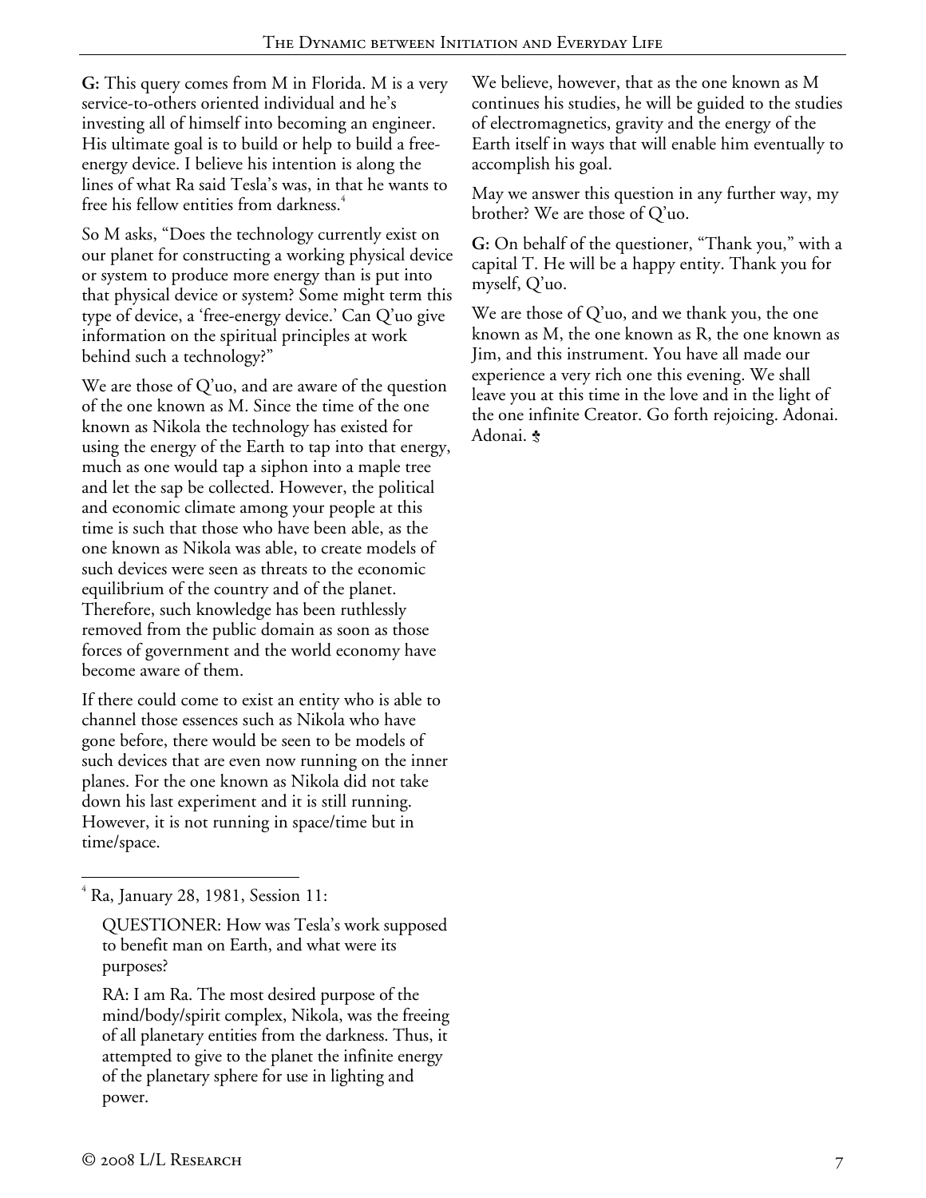**G:** This query comes from M in Florida. M is a very service-to-others oriented individual and he's investing all of himself into becoming an engineer. His ultimate goal is to build or help to build a free-energy device. I believe his intention is along the lines of what Ra said Tesla's was, in that he wants to free his fellow entities from darkness.[4]

So M asks, "Does the technology currently exist on our planet for constructing a working physical device or system to produce more energy than is put into that physical device or system? Some might term this type of device, a 'free-energy device.' Can Q'uo give information on the spiritual principles at work behind such a technology?"

We are those of Q'uo, and are aware of the question of the one known as M. Since the time of the one known as Nikola the technology has existed for using the energy of the Earth to tap into that energy, much as one would tap a siphon into a maple tree and let the sap be collected. However, the political and economic climate among your people at this time is such that those who have been able, as the one known as Nikola was able, to create models of such devices were seen as threats to the economic equilibrium of the country and of the planet. Therefore, such knowledge has been ruthlessly removed from the public domain as soon as those forces of government and the world economy have become aware of them.

If there could come to exist an entity who is able to channel those essences such as Nikola who have gone before, there would be seen to be models of such devices that are even now running on the inner planes. For the one known as Nikola did not take down his last experiment and it is still running. However, it is not running in space/time but in time/space.

We believe, however, that as the one known as M continues his studies, he will be guided to the studies of electromagnetics, gravity and the energy of the Earth itself in ways that will enable him eventually to accomplish his goal.

May we answer this question in any further way, my brother? We are those of Q'uo.

**G:** On behalf of the questioner, "Thank you," with a capital T. He will be a happy entity. Thank you for myself, Q'uo.

We are those of Q'uo, and we thank you, the one known as M, the one known as R, the one known as Jim, and this instrument. You have all made our experience a very rich one this evening. We shall leave you at this time in the love and in the light of the one infinite Creator. Go forth rejoicing. Adonai. Adonai. ♣

---

[4] Ra, January 28, 1981, Session 11:

QUESTIONER: How was Tesla's work supposed to benefit man on Earth, and what were its purposes?

RA: I am Ra. The most desired purpose of the mind/body/spirit complex, Nikola, was the freeing of all planetary entities from the darkness. Thus, it attempted to give to the planet the infinite energy of the planetary sphere for use in lighting and power.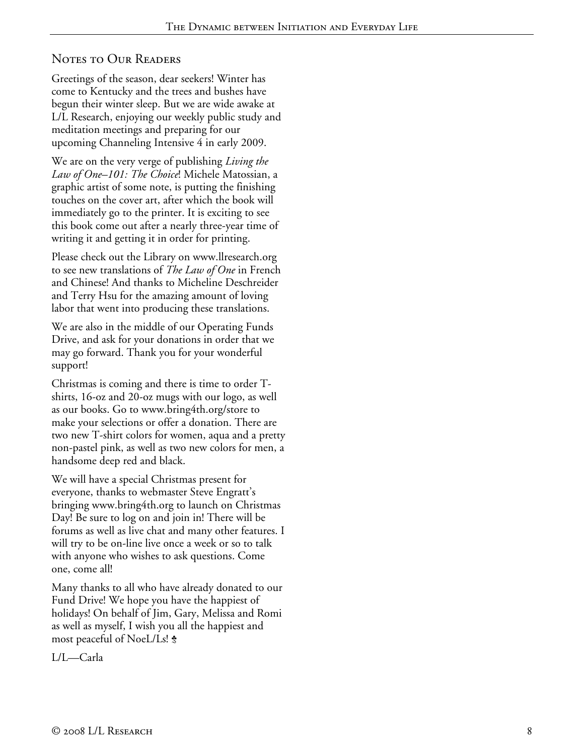## Notes to Our Readers

Greetings of the season, dear seekers! Winter has come to Kentucky and the trees and bushes have begun their winter sleep. But we are wide awake at L/L Research, enjoying our weekly public study and meditation meetings and preparing for our upcoming Channeling Intensive 4 in early 2009.

We are on the very verge of publishing *Living the Law of One–101: The Choice*! Michele Matossian, a graphic artist of some note, is putting the finishing touches on the cover art, after which the book will immediately go to the printer. It is exciting to see this book come out after a nearly three-year time of writing it and getting it in order for printing.

Please check out the Library on www.llresearch.org to see new translations of *The Law of One* in French and Chinese! And thanks to Micheline Deschreider and Terry Hsu for the amazing amount of loving labor that went into producing these translations.

We are also in the middle of our Operating Funds Drive, and ask for your donations in order that we may go forward. Thank you for your wonderful support!

Christmas is coming and there is time to order T-shirts, 16-oz and 20-oz mugs with our logo, as well as our books. Go to www.bring4th.org/store to make your selections or offer a donation. There are two new T-shirt colors for women, aqua and a pretty non-pastel pink, as well as two new colors for men, a handsome deep red and black.

We will have a special Christmas present for everyone, thanks to webmaster Steve Engratt's bringing www.bring4th.org to launch on Christmas Day! Be sure to log on and join in! There will be forums as well as live chat and many other features. I will try to be on-line live once a week or so to talk with anyone who wishes to ask questions. Come one, come all!

Many thanks to all who have already donated to our Fund Drive! We hope you have the happiest of holidays! On behalf of Jim, Gary, Melissa and Romi as well as myself, I wish you all the happiest and most peaceful of NoeL/Ls! ♣

L/L—Carla